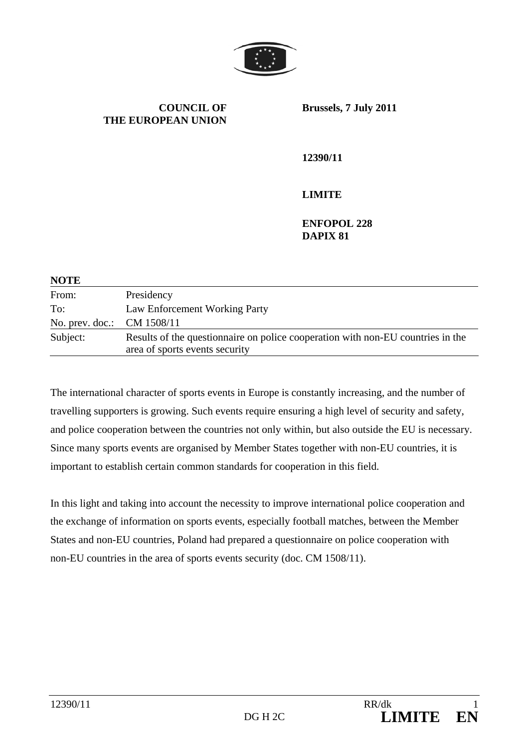**COUNCIL OF THE EUROPEAN UNION**

**Brussels, 7 July 2011**

**12390/11**

**LIMITE**

**ENFOPOL 228**
**DAPIX 81**

**NOTE**

| | |
|---|---|
| From: | Presidency |
| To: | Law Enforcement Working Party |
| No. prev. doc.: | CM 1508/11 |
| Subject: | Results of the questionnaire on police cooperation with non-EU countries in the area of sports events security |

The international character of sports events in Europe is constantly increasing, and the number of travelling supporters is growing. Such events require ensuring a high level of security and safety, and police cooperation between the countries not only within, but also outside the EU is necessary. Since many sports events are organised by Member States together with non-EU countries, it is important to establish certain common standards for cooperation in this field.

In this light and taking into account the necessity to improve international police cooperation and the exchange of information on sports events, especially football matches, between the Member States and non-EU countries, Poland had prepared a questionnaire on police cooperation with non-EU countries in the area of sports events security (doc. CM 1508/11).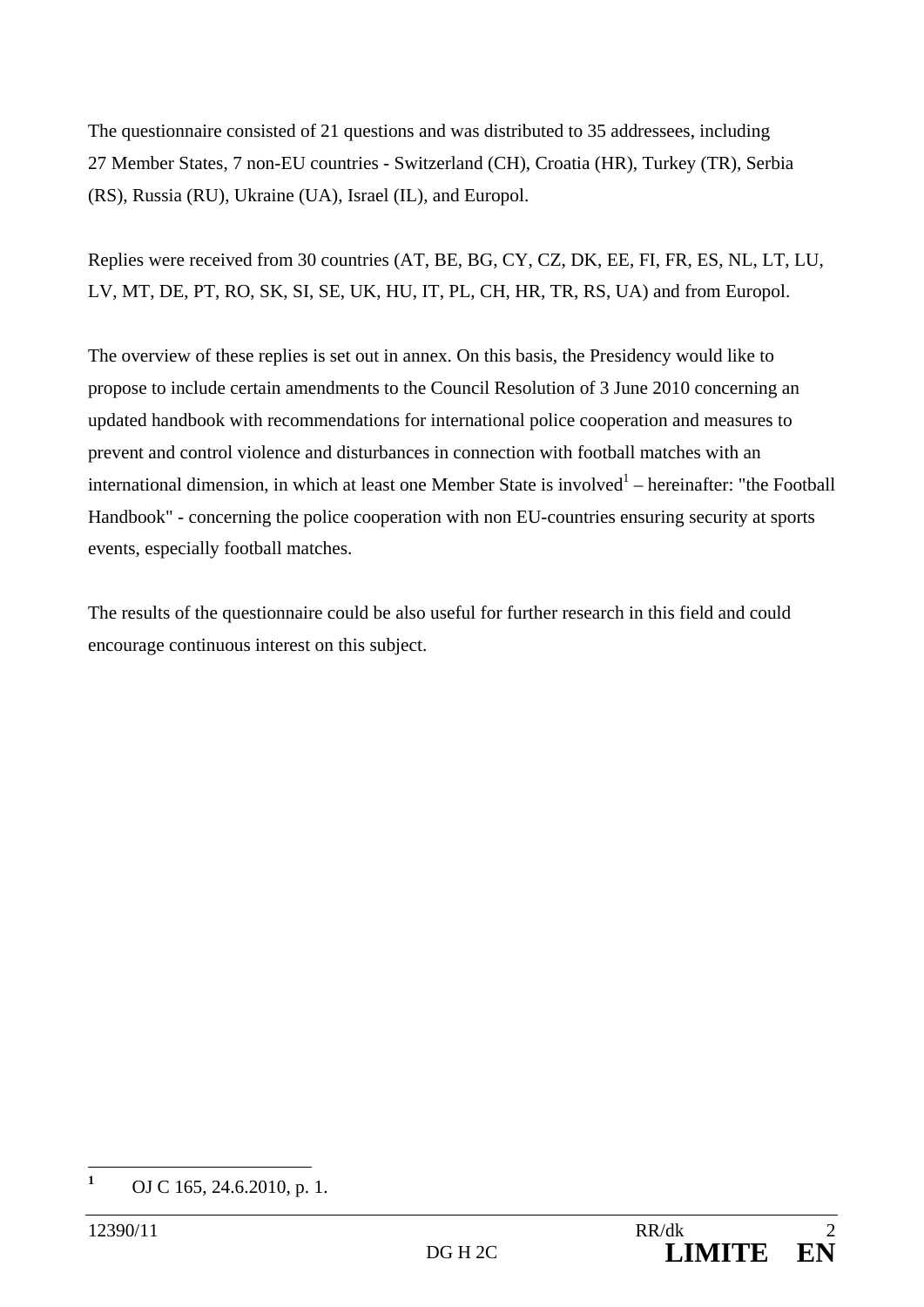The questionnaire consisted of 21 questions and was distributed to 35 addressees, including 27 Member States, 7 non-EU countries - Switzerland (CH), Croatia (HR), Turkey (TR), Serbia (RS), Russia (RU), Ukraine (UA), Israel (IL), and Europol.

Replies were received from 30 countries (AT, BE, BG, CY, CZ, DK, EE, FI, FR, ES, NL, LT, LU, LV, MT, DE, PT, RO, SK, SI, SE, UK, HU, IT, PL, CH, HR, TR, RS, UA) and from Europol.

The overview of these replies is set out in annex. On this basis, the Presidency would like to propose to include certain amendments to the Council Resolution of 3 June 2010 concerning an updated handbook with recommendations for international police cooperation and measures to prevent and control violence and disturbances in connection with football matches with an international dimension, in which at least one Member State is involved[1] – hereinafter: "the Football Handbook" - concerning the police cooperation with non EU-countries ensuring security at sports events, especially football matches.

The results of the questionnaire could be also useful for further research in this field and could encourage continuous interest on this subject.

[1] OJ C 165, 24.6.2010, p. 1.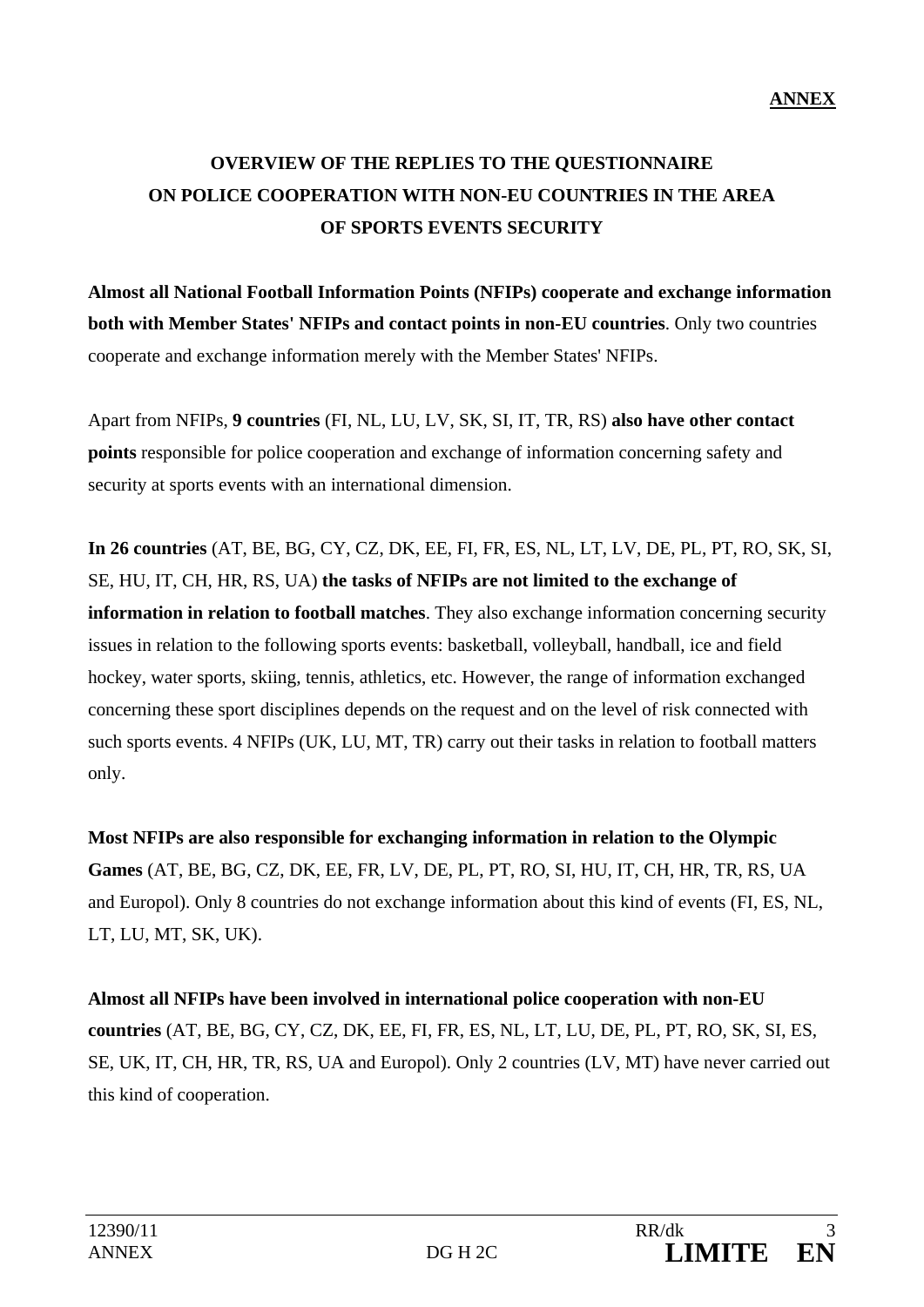**ANNEX**

**OVERVIEW OF THE REPLIES TO THE QUESTIONNAIRE ON POLICE COOPERATION WITH NON-EU COUNTRIES IN THE AREA OF SPORTS EVENTS SECURITY**

**Almost all National Football Information Points (NFIPs) cooperate and exchange information both with Member States' NFIPs and contact points in non-EU countries**. Only two countries cooperate and exchange information merely with the Member States' NFIPs.

Apart from NFIPs, **9 countries** (FI, NL, LU, LV, SK, SI, IT, TR, RS) **also have other contact points** responsible for police cooperation and exchange of information concerning safety and security at sports events with an international dimension.

**In 26 countries** (AT, BE, BG, CY, CZ, DK, EE, FI, FR, ES, NL, LT, LV, DE, PL, PT, RO, SK, SI, SE, HU, IT, CH, HR, RS, UA) **the tasks of NFIPs are not limited to the exchange of information in relation to football matches**. They also exchange information concerning security issues in relation to the following sports events: basketball, volleyball, handball, ice and field hockey, water sports, skiing, tennis, athletics, etc. However, the range of information exchanged concerning these sport disciplines depends on the request and on the level of risk connected with such sports events. 4 NFIPs (UK, LU, MT, TR) carry out their tasks in relation to football matters only.

**Most NFIPs are also responsible for exchanging information in relation to the Olympic Games** (AT, BE, BG, CZ, DK, EE, FR, LV, DE, PL, PT, RO, SI, HU, IT, CH, HR, TR, RS, UA and Europol). Only 8 countries do not exchange information about this kind of events (FI, ES, NL, LT, LU, MT, SK, UK).

**Almost all NFIPs have been involved in international police cooperation with non-EU countries** (AT, BE, BG, CY, CZ, DK, EE, FI, FR, ES, NL, LT, LU, DE, PL, PT, RO, SK, SI, ES, SE, UK, IT, CH, HR, TR, RS, UA and Europol). Only 2 countries (LV, MT) have never carried out this kind of cooperation.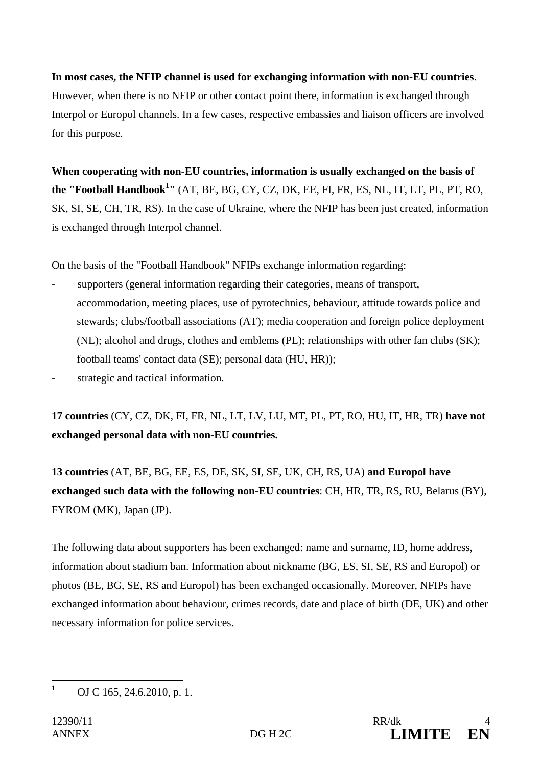**In most cases, the NFIP channel is used for exchanging information with non-EU countries**. However, when there is no NFIP or other contact point there, information is exchanged through Interpol or Europol channels. In a few cases, respective embassies and liaison officers are involved for this purpose.

**When cooperating with non-EU countries, information is usually exchanged on the basis of the "Football Handbook[1]"** (AT, BE, BG, CY, CZ, DK, EE, FI, FR, ES, NL, IT, LT, PL, PT, RO, SK, SI, SE, CH, TR, RS). In the case of Ukraine, where the NFIP has been just created, information is exchanged through Interpol channel.

On the basis of the "Football Handbook" NFIPs exchange information regarding:

- supporters (general information regarding their categories, means of transport, accommodation, meeting places, use of pyrotechnics, behaviour, attitude towards police and stewards; clubs/football associations (AT); media cooperation and foreign police deployment (NL); alcohol and drugs, clothes and emblems (PL); relationships with other fan clubs (SK); football teams' contact data (SE); personal data (HU, HR));
- strategic and tactical information.

**17 countries** (CY, CZ, DK, FI, FR, NL, LT, LV, LU, MT, PL, PT, RO, HU, IT, HR, TR) **have not exchanged personal data with non-EU countries.**

**13 countries** (AT, BE, BG, EE, ES, DE, SK, SI, SE, UK, CH, RS, UA) **and Europol have exchanged such data with the following non-EU countries**: CH, HR, TR, RS, RU, Belarus (BY), FYROM (MK), Japan (JP).

The following data about supporters has been exchanged: name and surname, ID, home address, information about stadium ban. Information about nickname (BG, ES, SI, SE, RS and Europol) or photos (BE, BG, SE, RS and Europol) has been exchanged occasionally. Moreover, NFIPs have exchanged information about behaviour, crimes records, date and place of birth (DE, UK) and other necessary information for police services.

[1] OJ C 165, 24.6.2010, p. 1.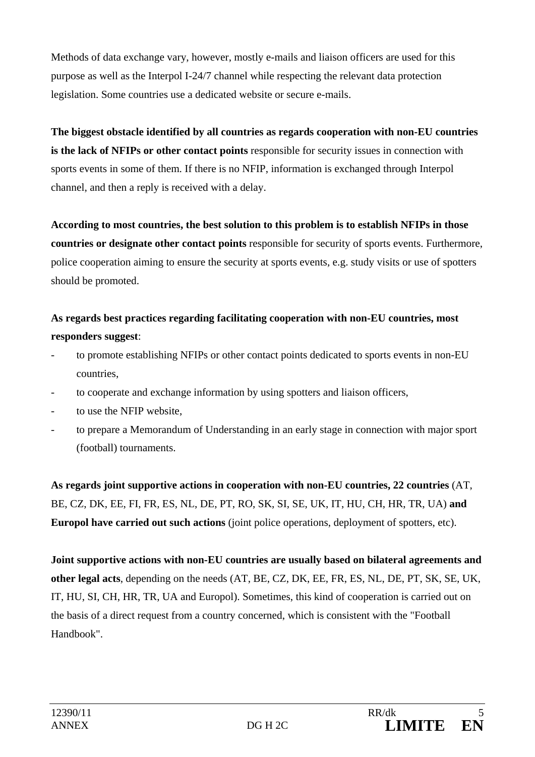Methods of data exchange vary, however, mostly e-mails and liaison officers are used for this purpose as well as the Interpol I-24/7 channel while respecting the relevant data protection legislation. Some countries use a dedicated website or secure e-mails.

**The biggest obstacle identified by all countries as regards cooperation with non-EU countries is the lack of NFIPs or other contact points** responsible for security issues in connection with sports events in some of them. If there is no NFIP, information is exchanged through Interpol channel, and then a reply is received with a delay.

**According to most countries, the best solution to this problem is to establish NFIPs in those countries or designate other contact points** responsible for security of sports events. Furthermore, police cooperation aiming to ensure the security at sports events, e.g. study visits or use of spotters should be promoted.

**As regards best practices regarding facilitating cooperation with non-EU countries, most responders suggest**:

- to promote establishing NFIPs or other contact points dedicated to sports events in non-EU countries,
- to cooperate and exchange information by using spotters and liaison officers,
- to use the NFIP website,
- to prepare a Memorandum of Understanding in an early stage in connection with major sport (football) tournaments.

**As regards joint supportive actions in cooperation with non-EU countries, 22 countries** (AT, BE, CZ, DK, EE, FI, FR, ES, NL, DE, PT, RO, SK, SI, SE, UK, IT, HU, CH, HR, TR, UA) **and Europol have carried out such actions** (joint police operations, deployment of spotters, etc).

**Joint supportive actions with non-EU countries are usually based on bilateral agreements and other legal acts**, depending on the needs (AT, BE, CZ, DK, EE, FR, ES, NL, DE, PT, SK, SE, UK, IT, HU, SI, CH, HR, TR, UA and Europol). Sometimes, this kind of cooperation is carried out on the basis of a direct request from a country concerned, which is consistent with the "Football Handbook".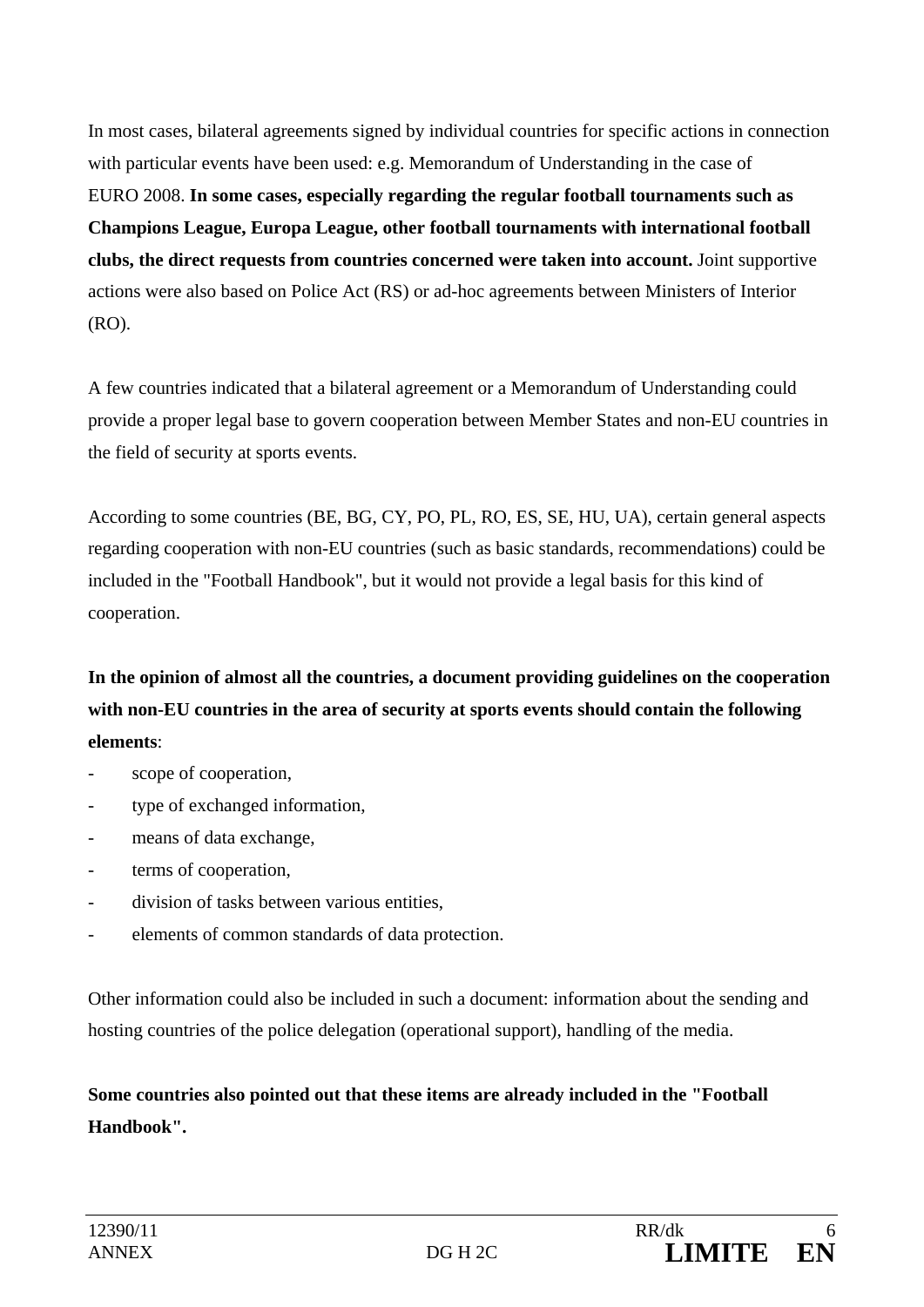In most cases, bilateral agreements signed by individual countries for specific actions in connection with particular events have been used: e.g. Memorandum of Understanding in the case of EURO 2008. **In some cases, especially regarding the regular football tournaments such as Champions League, Europa League, other football tournaments with international football clubs, the direct requests from countries concerned were taken into account.** Joint supportive actions were also based on Police Act (RS) or ad-hoc agreements between Ministers of Interior (RO).

A few countries indicated that a bilateral agreement or a Memorandum of Understanding could provide a proper legal base to govern cooperation between Member States and non-EU countries in the field of security at sports events.

According to some countries (BE, BG, CY, PO, PL, RO, ES, SE, HU, UA), certain general aspects regarding cooperation with non-EU countries (such as basic standards, recommendations) could be included in the "Football Handbook", but it would not provide a legal basis for this kind of cooperation.

**In the opinion of almost all the countries, a document providing guidelines on the cooperation with non-EU countries in the area of security at sports events should contain the following elements**:

- scope of cooperation,
- type of exchanged information,
- means of data exchange,
- terms of cooperation,
- division of tasks between various entities,
- elements of common standards of data protection.

Other information could also be included in such a document: information about the sending and hosting countries of the police delegation (operational support), handling of the media.

**Some countries also pointed out that these items are already included in the "Football Handbook".**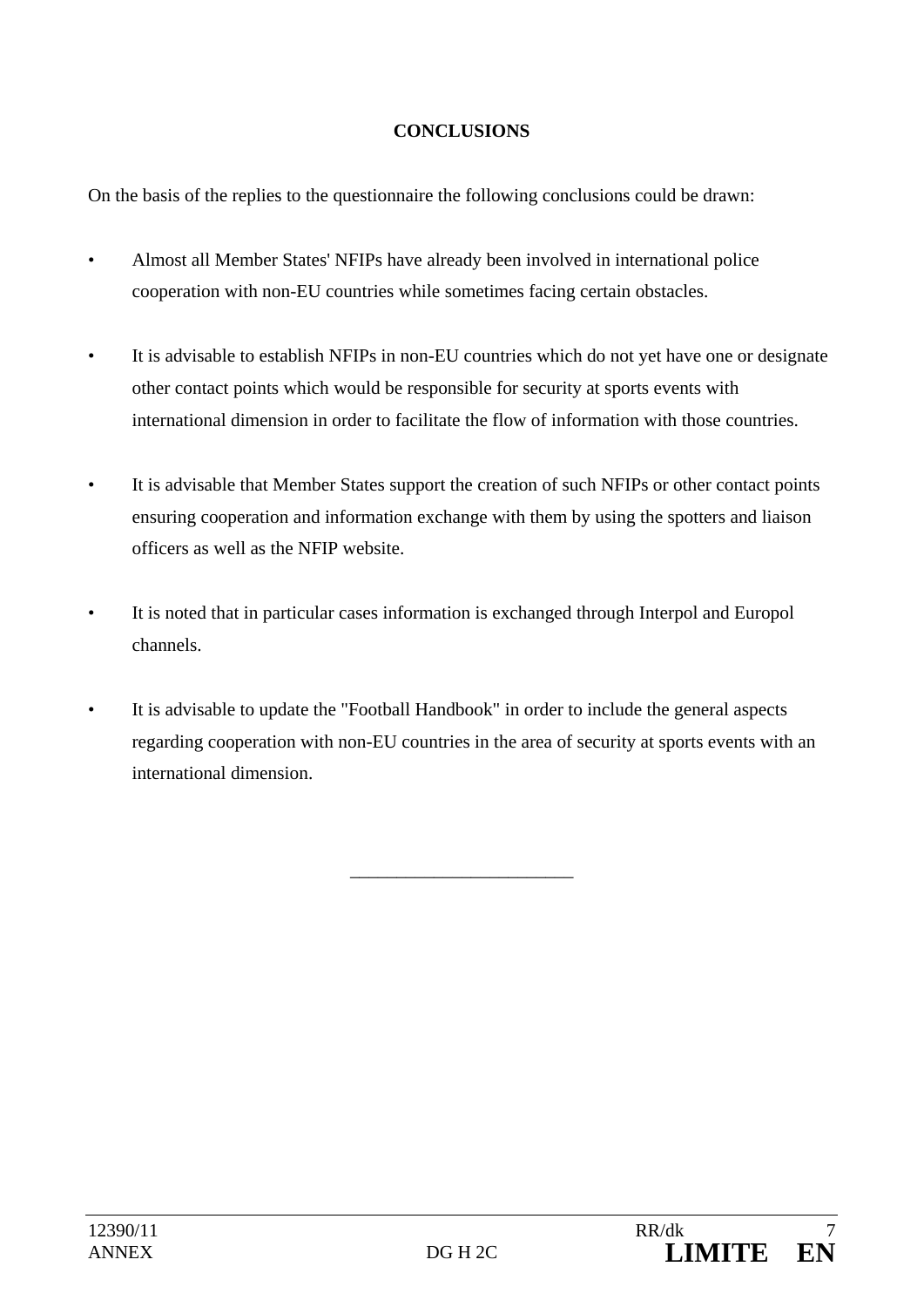**CONCLUSIONS**

On the basis of the replies to the questionnaire the following conclusions could be drawn:

- Almost all Member States' NFIPs have already been involved in international police cooperation with non-EU countries while sometimes facing certain obstacles.
- It is advisable to establish NFIPs in non-EU countries which do not yet have one or designate other contact points which would be responsible for security at sports events with international dimension in order to facilitate the flow of information with those countries.
- It is advisable that Member States support the creation of such NFIPs or other contact points ensuring cooperation and information exchange with them by using the spotters and liaison officers as well as the NFIP website.
- It is noted that in particular cases information is exchanged through Interpol and Europol channels.
- It is advisable to update the "Football Handbook" in order to include the general aspects regarding cooperation with non-EU countries in the area of security at sports events with an international dimension.

---